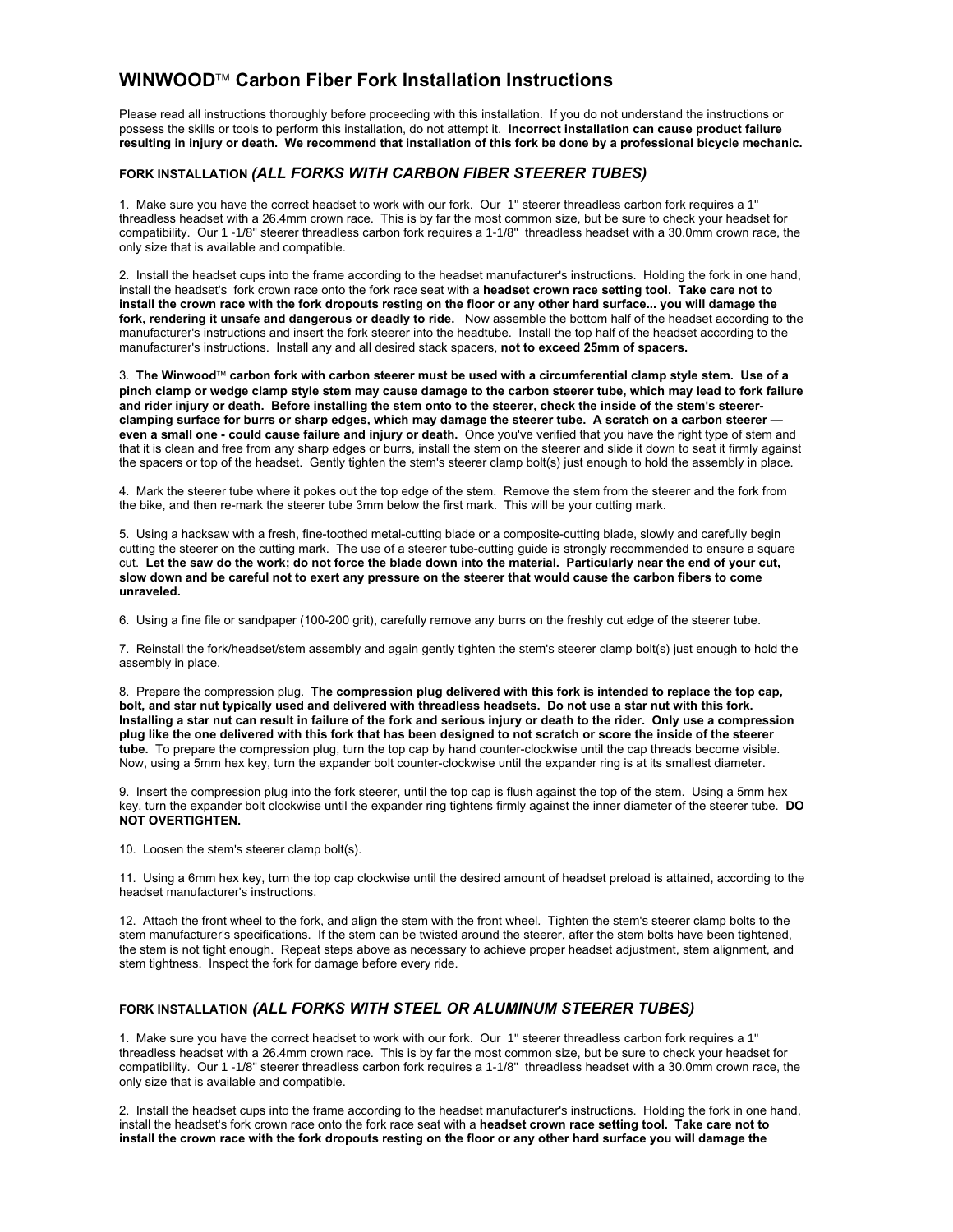# WINWOOD™ Carbon Fiber Fork Installation Instructions

Please read all instructions thoroughly before proceeding with this installation. If you do not understand the instructions or possess the skills or tools to perform this installation, do not attempt it. **Incorrect installation can cause product failure resulting in injury or death. We recommend that installation of this fork be done by a professional bicycle mechanic.**

## FORK INSTALLATION *(ALL FORKS WITH CARBON FIBER STEERER TUBES)*

1. Make sure you have the correct headset to work with our fork. Our 1" steerer threadless carbon fork requires a 1" threadless headset with a 26.4mm crown race. This is by far the most common size, but be sure to check your headset for compatibility. Our 1 -1/8" steerer threadless carbon fork requires a 1-1/8" threadless headset with a 30.0mm crown race, the only size that is available and compatible.

2. Install the headset cups into the frame according to the headset manufacturer's instructions. Holding the fork in one hand, install the headset's fork crown race onto the fork race seat with a **headset crown race setting tool. Take care not to install the crown race with the fork dropouts resting on the floor or any other hard surface... you will damage the fork, rendering it unsafe and dangerous or deadly to ride.** Now assemble the bottom half of the headset according to the manufacturer's instructions and insert the fork steerer into the headtube. Install the top half of the headset according to the manufacturer's instructions. Install any and all desired stack spacers, **not to exceed 25mm of spacers.**

3. **The Winwood™ carbon fork with carbon steerer must be used with a circumferential clamp style stem. Use of a pinch clamp or wedge clamp style stem may cause damage to the carbon steerer tube, which may lead to fork failure and rider injury or death. Before installing the stem onto to the steerer, check the inside of the stem's steerer-clamping surface for burrs or sharp edges, which may damage the steerer tube. A scratch on a carbon steerer — even a small one - could cause failure and injury or death.** Once you've verified that you have the right type of stem and that it is clean and free from any sharp edges or burrs, install the stem on the steerer and slide it down to seat it firmly against the spacers or top of the headset. Gently tighten the stem's steerer clamp bolt(s) just enough to hold the assembly in place.

4. Mark the steerer tube where it pokes out the top edge of the stem. Remove the stem from the steerer and the fork from the bike, and then re-mark the steerer tube 3mm below the first mark. This will be your cutting mark.

5. Using a hacksaw with a fresh, fine-toothed metal-cutting blade or a composite-cutting blade, slowly and carefully begin cutting the steerer on the cutting mark. The use of a steerer tube-cutting guide is strongly recommended to ensure a square cut. **Let the saw do the work; do not force the blade down into the material. Particularly near the end of your cut, slow down and be careful not to exert any pressure on the steerer that would cause the carbon fibers to come unraveled.**

6. Using a fine file or sandpaper (100-200 grit), carefully remove any burrs on the freshly cut edge of the steerer tube.

7. Reinstall the fork/headset/stem assembly and again gently tighten the stem's steerer clamp bolt(s) just enough to hold the assembly in place.

8. Prepare the compression plug. **The compression plug delivered with this fork is intended to replace the top cap, bolt, and star nut typically used and delivered with threadless headsets. Do not use a star nut with this fork. Installing a star nut can result in failure of the fork and serious injury or death to the rider. Only use a compression plug like the one delivered with this fork that has been designed to not scratch or score the inside of the steerer tube.** To prepare the compression plug, turn the top cap by hand counter-clockwise until the cap threads become visible. Now, using a 5mm hex key, turn the expander bolt counter-clockwise until the expander ring is at its smallest diameter.

9. Insert the compression plug into the fork steerer, until the top cap is flush against the top of the stem. Using a 5mm hex key, turn the expander bolt clockwise until the expander ring tightens firmly against the inner diameter of the steerer tube. **DO NOT OVERTIGHTEN.**

10. Loosen the stem's steerer clamp bolt(s).

11. Using a 6mm hex key, turn the top cap clockwise until the desired amount of headset preload is attained, according to the headset manufacturer's instructions.

12. Attach the front wheel to the fork, and align the stem with the front wheel. Tighten the stem's steerer clamp bolts to the stem manufacturer's specifications. If the stem can be twisted around the steerer, after the stem bolts have been tightened, the stem is not tight enough. Repeat steps above as necessary to achieve proper headset adjustment, stem alignment, and stem tightness. Inspect the fork for damage before every ride.

## FORK INSTALLATION *(ALL FORKS WITH STEEL OR ALUMINUM STEERER TUBES)*

1. Make sure you have the correct headset to work with our fork. Our 1" steerer threadless carbon fork requires a 1" threadless headset with a 26.4mm crown race. This is by far the most common size, but be sure to check your headset for compatibility. Our 1 -1/8" steerer threadless carbon fork requires a 1-1/8" threadless headset with a 30.0mm crown race, the only size that is available and compatible.

2. Install the headset cups into the frame according to the headset manufacturer's instructions. Holding the fork in one hand, install the headset's fork crown race onto the fork race seat with a **headset crown race setting tool. Take care not to install the crown race with the fork dropouts resting on the floor or any other hard surface you will damage the**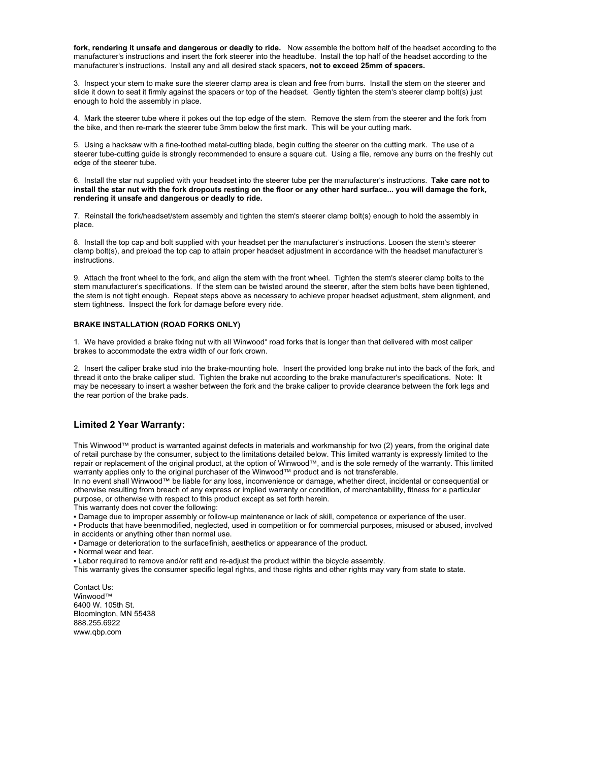**fork, rendering it unsafe and dangerous or deadly to ride.** Now assemble the bottom half of the headset according to the manufacturer's instructions and insert the fork steerer into the headtube. Install the top half of the headset according to the manufacturer's instructions. Install any and all desired stack spacers, **not to exceed 25mm of spacers.**

3. Inspect your stem to make sure the steerer clamp area is clean and free from burrs. Install the stem on the steerer and slide it down to seat it firmly against the spacers or top of the headset. Gently tighten the stem's steerer clamp bolt(s) just enough to hold the assembly in place.

4. Mark the steerer tube where it pokes out the top edge of the stem. Remove the stem from the steerer and the fork from the bike, and then re-mark the steerer tube 3mm below the first mark. This will be your cutting mark.

5. Using a hacksaw with a fine-toothed metal-cutting blade, begin cutting the steerer on the cutting mark. The use of a steerer tube-cutting guide is strongly recommended to ensure a square cut. Using a file, remove any burrs on the freshly cut edge of the steerer tube.

6. Install the star nut supplied with your headset into the steerer tube per the manufacturer's instructions. **Take care not to install the star nut with the fork dropouts resting on the floor or any other hard surface... you will damage the fork, rendering it unsafe and dangerous or deadly to ride.**

7. Reinstall the fork/headset/stem assembly and tighten the stem's steerer clamp bolt(s) enough to hold the assembly in place.

8. Install the top cap and bolt supplied with your headset per the manufacturer's instructions. Loosen the stem's steerer clamp bolt(s), and preload the top cap to attain proper headset adjustment in accordance with the headset manufacturer's instructions.

9. Attach the front wheel to the fork, and align the stem with the front wheel. Tighten the stem's steerer clamp bolts to the stem manufacturer's specifications. If the stem can be twisted around the steerer, after the stem bolts have been tightened, the stem is not tight enough. Repeat steps above as necessary to achieve proper headset adjustment, stem alignment, and stem tightness. Inspect the fork for damage before every ride.

**BRAKE INSTALLATION (ROAD FORKS ONLY)**

1. We have provided a brake fixing nut with all Winwood" road forks that is longer than that delivered with most caliper brakes to accommodate the extra width of our fork crown.

2. Insert the caliper brake stud into the brake-mounting hole. Insert the provided long brake nut into the back of the fork, and thread it onto the brake caliper stud. Tighten the brake nut according to the brake manufacturer's specifications. Note: It may be necessary to insert a washer between the fork and the brake caliper to provide clearance between the fork legs and the rear portion of the brake pads.

## Limited 2 Year Warranty:

This Winwood™ product is warranted against defects in materials and workmanship for two (2) years, from the original date of retail purchase by the consumer, subject to the limitations detailed below. This limited warranty is expressly limited to the repair or replacement of the original product, at the option of Winwood™, and is the sole remedy of the warranty. This limited warranty applies only to the original purchaser of the Winwood™ product and is not transferable.
In no event shall Winwood™ be liable for any loss, inconvenience or damage, whether direct, incidental or consequential or otherwise resulting from breach of any express or implied warranty or condition, of merchantability, fitness for a particular purpose, or otherwise with respect to this product except as set forth herein.
This warranty does not cover the following:

- Damage due to improper assembly or follow-up maintenance or lack of skill, competence or experience of the user.
- Products that have beenmodified, neglected, used in competition or for commercial purposes, misused or abused, involved in accidents or anything other than normal use.
- Damage or deterioration to the surfacefinish, aesthetics or appearance of the product.
- Normal wear and tear.
- Labor required to remove and/or refit and re-adjust the product within the bicycle assembly.

This warranty gives the consumer specific legal rights, and those rights and other rights may vary from state to state.

Contact Us:
Winwood™
6400 W. 105th St.
Bloomington, MN 55438
888.255.6922
www.qbp.com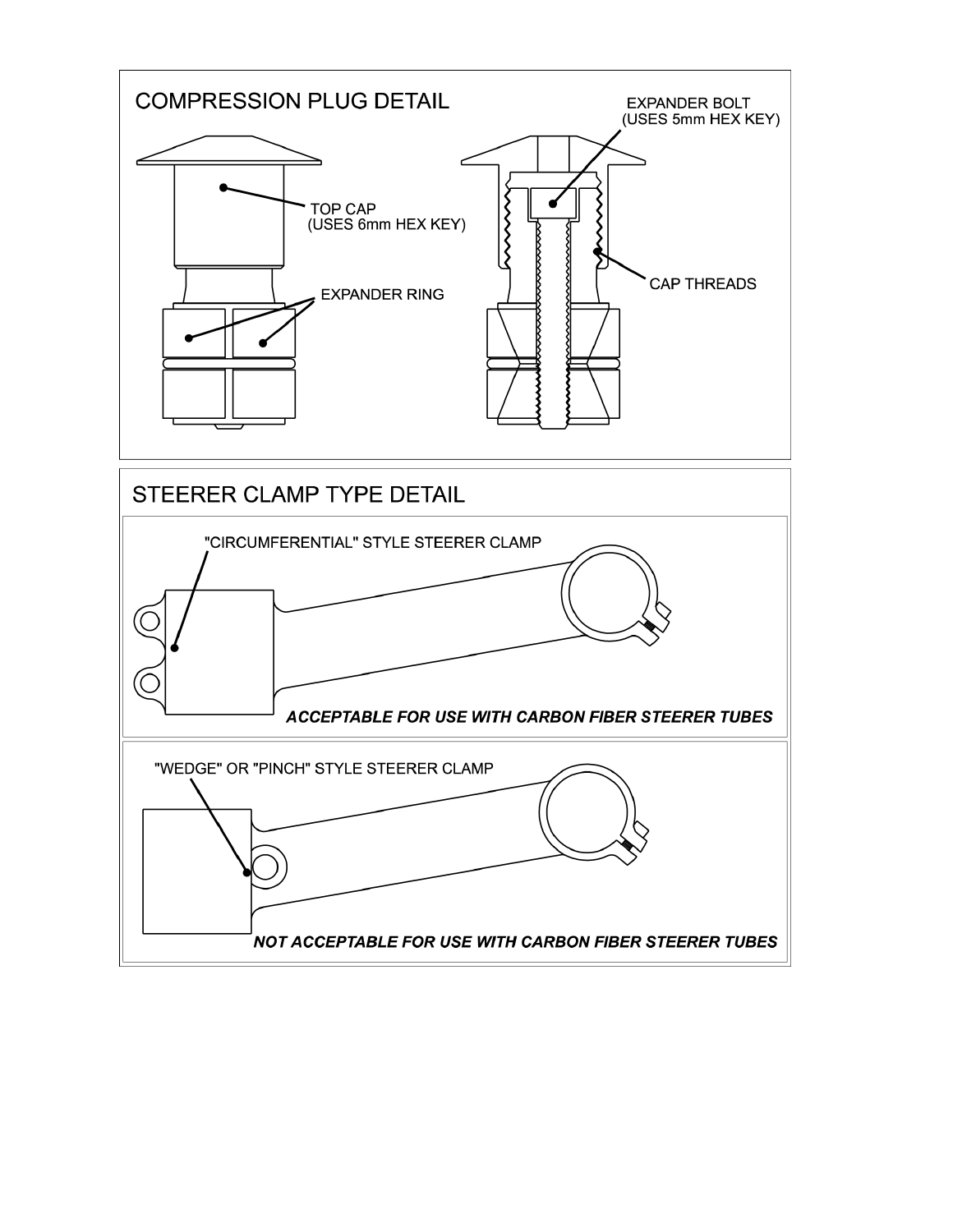## COMPRESSION PLUG DETAIL

TOP CAP
(USES 6mm HEX KEY)

EXPANDER RING

EXPANDER BOLT
(USES 5mm HEX KEY)

CAP THREADS

## STEERER CLAMP TYPE DETAIL

"CIRCUMFERENTIAL" STYLE STEERER CLAMP

***ACCEPTABLE FOR USE WITH CARBON FIBER STEERER TUBES***

"WEDGE" OR "PINCH" STYLE STEERER CLAMP

***NOT ACCEPTABLE FOR USE WITH CARBON FIBER STEERER TUBES***